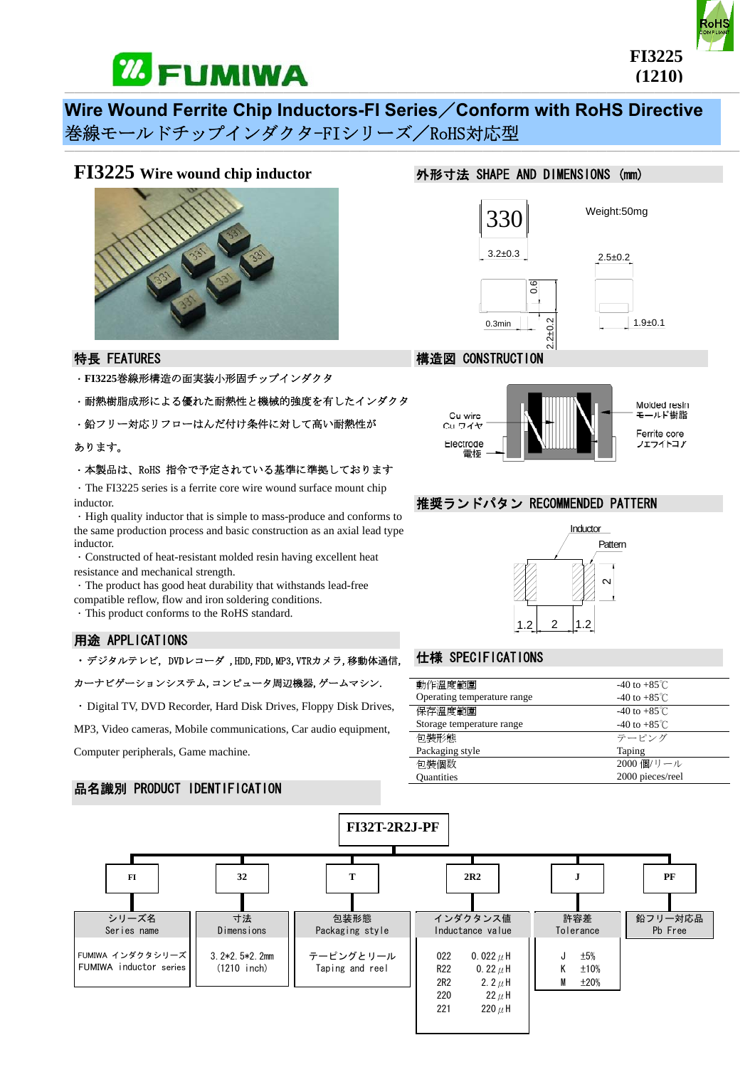# FUMIWA

FI3225
(1210)

## Wire Wound Ferrite Chip Inductors-FI Series／Conform with RoHS Directive
巻線モールドチップインダクタ-FIシリーズ／RoHS対応型

## FI3225 Wire wound chip inductor

## 外形寸法 SHAPE AND DIMENSIONS (mm)

330

Weight:50mg

3.2±0.3

2.5±0.2

0.6

0.3min

2.2±0.2

1.9±0.1

## 特長 FEATURES

・FI3225巻線形構造の面実装小形固チップインダクタ

・耐熱樹脂成形による優れた耐熱性と機械的強度を有したインダクタ

・鉛フリー対応リフローはんだ付け条件に対して高い耐熱性があります。

・本製品は、RoHS 指令で予定されている基準に準拠しております

・The FI3225 series is a ferrite core wire wound surface mount chip inductor.

・High quality inductor that is simple to mass-produce and conforms to the same production process and basic construction as an axial lead type inductor.

・Constructed of heat-resistant molded resin having excellent heat resistance and mechanical strength.

・The product has good heat durability that withstands lead-free compatible reflow, flow and iron soldering conditions.

・This product conforms to the RoHS standard.

## 構造図 CONSTRUCTION

Cu wire / Cu ワイヤ

Electrode / 電極

Molded resin / モールド樹脂

Ferrite core / フェライトコア

## 推奨ランドパタン RECOMMENDED PATTERN

Inductor

Pattern

2

1.2 | 2 | 1.2

## 用途 APPLICATIONS

・デジタルテレビ, DVDレコーダ ,HDD,FDD,MP3,VTRカメラ,移動体通信, カーナビゲーションシステム,コンピュータ周辺機器,ゲームマシン.

・Digital TV, DVD Recorder, Hard Disk Drives, Floppy Disk Drives, MP3, Video cameras, Mobile communications, Car audio equipment, Computer peripherals, Game machine.

## 仕様 SPECIFICATIONS

| | |
|---|---|
| 動作温度範囲<br>Operating temperature range | -40 to +85℃<br>-40 to +85℃ |
| 保存温度範囲<br>Storage temperature range | -40 to +85℃<br>-40 to +85℃ |
| 包装形態<br>Packaging style | テーピング<br>Taping |
| 包装個数<br>Quantities | 2000 個/リール<br>2000 pieces/reel |

## 品名識別 PRODUCT IDENTIFICATION

**FI32T-2R2J-PF**

| FI | 32 | T | 2R2 | J | PF |
|---|---|---|---|---|---|
| シリーズ名<br>Series name | 寸法<br>Dimensions | 包装形態<br>Packaging style | インダクタンス値<br>Inductance value | 許容差<br>Tolerance | 鉛フリー対応品<br>Pb Free |
| FUMIWA インダクタシリーズ<br>FUMIWA inductor series | 3.2*2.5*2.2mm<br>(1210 inch) | テーピングとリール<br>Taping and reel | 022　0.022μH<br>R22　0.22μH<br>2R2　2.2μH<br>220　22μH<br>221　220μH | J　±5%<br>K　±10%<br>M　±20% | |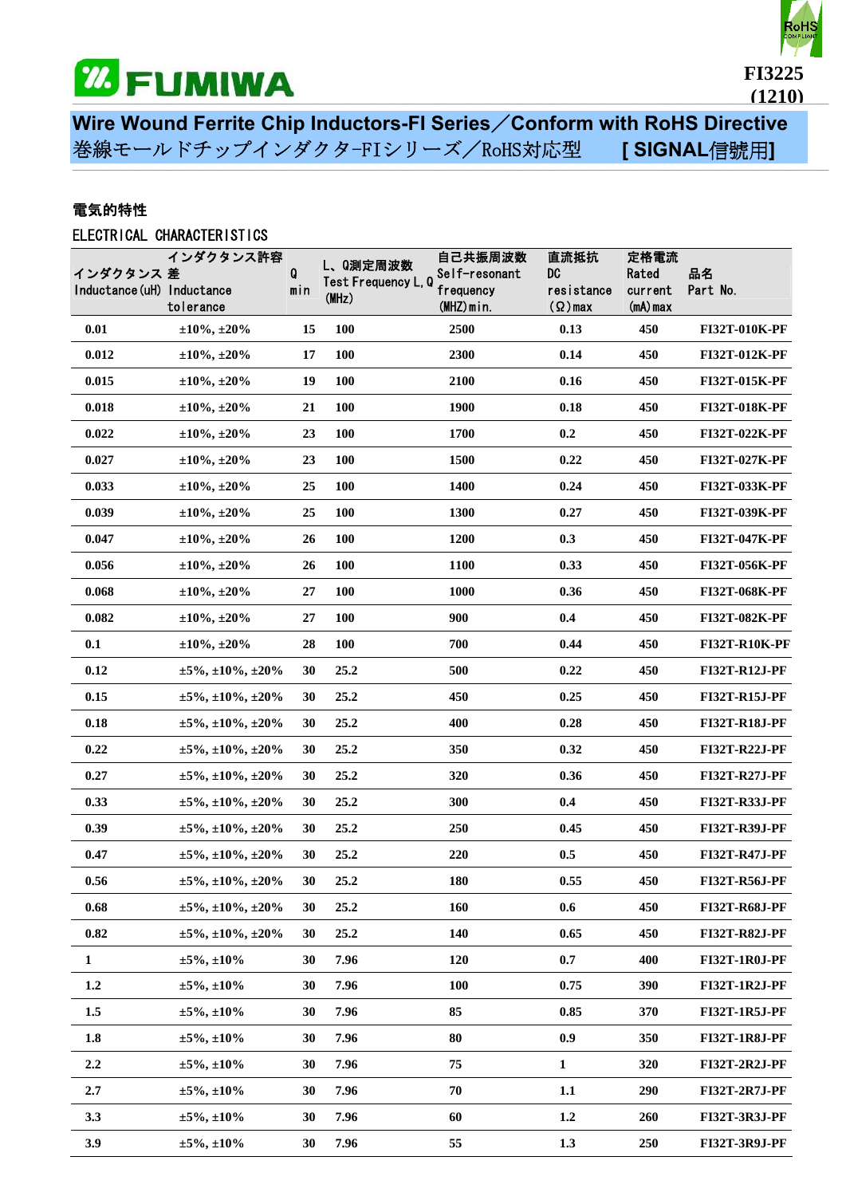# FUMIWA

FI3225 (1210)

## Wire Wound Ferrite Chip Inductors-FI Series／Conform with RoHS Directive
## 巻線モールドチップインダクタ-FIシリーズ／RoHS対応型　[ SIGNAL信號用]

### 電気的特性

ELECTRICAL CHARACTERISTICS

| インダクタンス Inductance (uH) | インダクタンス許容差 Inductance tolerance | Q min | L、Q測定周波数 Test Frequency L, Q (MHz) | 自己共振周波数 Self-resonant frequency (MHZ) min. | 直流抵抗 DC resistance (Ω) max | 定格電流 Rated current (mA) max | 品名 Part No. |
|---|---|---|---|---|---|---|---|
| 0.01 | ±10%, ±20% | 15 | 100 | 2500 | 0.13 | 450 | FI32T-010K-PF |
| 0.012 | ±10%, ±20% | 17 | 100 | 2300 | 0.14 | 450 | FI32T-012K-PF |
| 0.015 | ±10%, ±20% | 19 | 100 | 2100 | 0.16 | 450 | FI32T-015K-PF |
| 0.018 | ±10%, ±20% | 21 | 100 | 1900 | 0.18 | 450 | FI32T-018K-PF |
| 0.022 | ±10%, ±20% | 23 | 100 | 1700 | 0.2 | 450 | FI32T-022K-PF |
| 0.027 | ±10%, ±20% | 23 | 100 | 1500 | 0.22 | 450 | FI32T-027K-PF |
| 0.033 | ±10%, ±20% | 25 | 100 | 1400 | 0.24 | 450 | FI32T-033K-PF |
| 0.039 | ±10%, ±20% | 25 | 100 | 1300 | 0.27 | 450 | FI32T-039K-PF |
| 0.047 | ±10%, ±20% | 26 | 100 | 1200 | 0.3 | 450 | FI32T-047K-PF |
| 0.056 | ±10%, ±20% | 26 | 100 | 1100 | 0.33 | 450 | FI32T-056K-PF |
| 0.068 | ±10%, ±20% | 27 | 100 | 1000 | 0.36 | 450 | FI32T-068K-PF |
| 0.082 | ±10%, ±20% | 27 | 100 | 900 | 0.4 | 450 | FI32T-082K-PF |
| 0.1 | ±10%, ±20% | 28 | 100 | 700 | 0.44 | 450 | FI32T-R10K-PF |
| 0.12 | ±5%, ±10%, ±20% | 30 | 25.2 | 500 | 0.22 | 450 | FI32T-R12J-PF |
| 0.15 | ±5%, ±10%, ±20% | 30 | 25.2 | 450 | 0.25 | 450 | FI32T-R15J-PF |
| 0.18 | ±5%, ±10%, ±20% | 30 | 25.2 | 400 | 0.28 | 450 | FI32T-R18J-PF |
| 0.22 | ±5%, ±10%, ±20% | 30 | 25.2 | 350 | 0.32 | 450 | FI32T-R22J-PF |
| 0.27 | ±5%, ±10%, ±20% | 30 | 25.2 | 320 | 0.36 | 450 | FI32T-R27J-PF |
| 0.33 | ±5%, ±10%, ±20% | 30 | 25.2 | 300 | 0.4 | 450 | FI32T-R33J-PF |
| 0.39 | ±5%, ±10%, ±20% | 30 | 25.2 | 250 | 0.45 | 450 | FI32T-R39J-PF |
| 0.47 | ±5%, ±10%, ±20% | 30 | 25.2 | 220 | 0.5 | 450 | FI32T-R47J-PF |
| 0.56 | ±5%, ±10%, ±20% | 30 | 25.2 | 180 | 0.55 | 450 | FI32T-R56J-PF |
| 0.68 | ±5%, ±10%, ±20% | 30 | 25.2 | 160 | 0.6 | 450 | FI32T-R68J-PF |
| 0.82 | ±5%, ±10%, ±20% | 30 | 25.2 | 140 | 0.65 | 450 | FI32T-R82J-PF |
| 1 | ±5%, ±10% | 30 | 7.96 | 120 | 0.7 | 400 | FI32T-1R0J-PF |
| 1.2 | ±5%, ±10% | 30 | 7.96 | 100 | 0.75 | 390 | FI32T-1R2J-PF |
| 1.5 | ±5%, ±10% | 30 | 7.96 | 85 | 0.85 | 370 | FI32T-1R5J-PF |
| 1.8 | ±5%, ±10% | 30 | 7.96 | 80 | 0.9 | 350 | FI32T-1R8J-PF |
| 2.2 | ±5%, ±10% | 30 | 7.96 | 75 | 1 | 320 | FI32T-2R2J-PF |
| 2.7 | ±5%, ±10% | 30 | 7.96 | 70 | 1.1 | 290 | FI32T-2R7J-PF |
| 3.3 | ±5%, ±10% | 30 | 7.96 | 60 | 1.2 | 260 | FI32T-3R3J-PF |
| 3.9 | ±5%, ±10% | 30 | 7.96 | 55 | 1.3 | 250 | FI32T-3R9J-PF |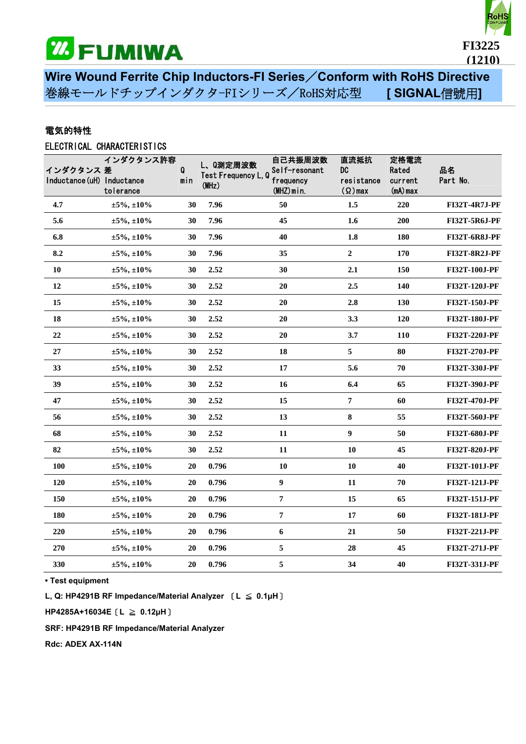# FUMIWA

**FI3225 (1210)**

## Wire Wound Ferrite Chip Inductors-FI Series／Conform with RoHS Directive

巻線モールドチップインダクタ-FIシリーズ／RoHS対応型　　**[ SIGNAL信號用]**

### 電気的特性

ELECTRICAL CHARACTERISTICS

| インダクタンス Inductance(uH) | インダクタンス許容差 Inductance tolerance | Q min | L、Q測定周波数 Test Frequency L,Q (MHz) | 自己共振周波数 Self-resonant frequency (MHZ)min. | 直流抵抗 DC resistance (Ω)max | 定格電流 Rated current (mA)max | 品名 Part No. |
|---|---|---|---|---|---|---|---|
| 4.7 | ±5%, ±10% | 30 | 7.96 | 50 | 1.5 | 220 | FI32T-4R7J-PF |
| 5.6 | ±5%, ±10% | 30 | 7.96 | 45 | 1.6 | 200 | FI32T-5R6J-PF |
| 6.8 | ±5%, ±10% | 30 | 7.96 | 40 | 1.8 | 180 | FI32T-6R8J-PF |
| 8.2 | ±5%, ±10% | 30 | 7.96 | 35 | 2 | 170 | FI32T-8R2J-PF |
| 10 | ±5%, ±10% | 30 | 2.52 | 30 | 2.1 | 150 | FI32T-100J-PF |
| 12 | ±5%, ±10% | 30 | 2.52 | 20 | 2.5 | 140 | FI32T-120J-PF |
| 15 | ±5%, ±10% | 30 | 2.52 | 20 | 2.8 | 130 | FI32T-150J-PF |
| 18 | ±5%, ±10% | 30 | 2.52 | 20 | 3.3 | 120 | FI32T-180J-PF |
| 22 | ±5%, ±10% | 30 | 2.52 | 20 | 3.7 | 110 | FI32T-220J-PF |
| 27 | ±5%, ±10% | 30 | 2.52 | 18 | 5 | 80 | FI32T-270J-PF |
| 33 | ±5%, ±10% | 30 | 2.52 | 17 | 5.6 | 70 | FI32T-330J-PF |
| 39 | ±5%, ±10% | 30 | 2.52 | 16 | 6.4 | 65 | FI32T-390J-PF |
| 47 | ±5%, ±10% | 30 | 2.52 | 15 | 7 | 60 | FI32T-470J-PF |
| 56 | ±5%, ±10% | 30 | 2.52 | 13 | 8 | 55 | FI32T-560J-PF |
| 68 | ±5%, ±10% | 30 | 2.52 | 11 | 9 | 50 | FI32T-680J-PF |
| 82 | ±5%, ±10% | 30 | 2.52 | 11 | 10 | 45 | FI32T-820J-PF |
| 100 | ±5%, ±10% | 20 | 0.796 | 10 | 10 | 40 | FI32T-101J-PF |
| 120 | ±5%, ±10% | 20 | 0.796 | 9 | 11 | 70 | FI32T-121J-PF |
| 150 | ±5%, ±10% | 20 | 0.796 | 7 | 15 | 65 | FI32T-151J-PF |
| 180 | ±5%, ±10% | 20 | 0.796 | 7 | 17 | 60 | FI32T-181J-PF |
| 220 | ±5%, ±10% | 20 | 0.796 | 6 | 21 | 50 | FI32T-221J-PF |
| 270 | ±5%, ±10% | 20 | 0.796 | 5 | 28 | 45 | FI32T-271J-PF |
| 330 | ±5%, ±10% | 20 | 0.796 | 5 | 34 | 40 | FI32T-331J-PF |

**• Test equipment**

**L, Q: HP4291B RF Impedance/Material Analyzer 〔L ≦ 0.1μH〕**

**HP4285A+16034E〔L ≧ 0.12μH〕**

**SRF: HP4291B RF Impedance/Material Analyzer**

**Rdc: ADEX AX-114N**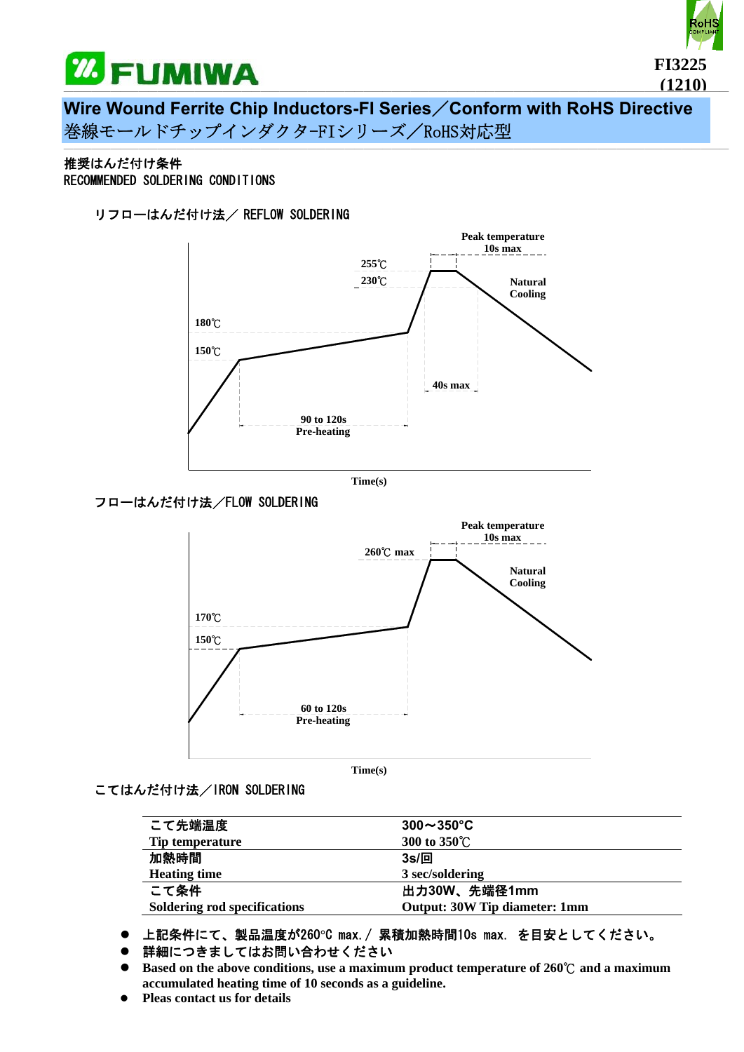# FUMIWA

FI3225 (1210)

## Wire Wound Ferrite Chip Inductors-FI Series／Conform with RoHS Directive
巻線モールドチップインダクタ-FIシリーズ／RoHS対応型

### 推奨はんだ付け条件
RECOMMENDED SOLDERING CONDITIONS

#### リフローはんだ付け法／ REFLOW SOLDERING

Peak temperature 10s max
255℃
230℃
Natural Cooling
180℃
150℃
40s max
90 to 120s Pre-heating
Time(s)

#### フローはんだ付け法／FLOW SOLDERING

Peak temperature 10s max
260℃ max
Natural Cooling
170℃
150℃
60 to 120s Pre-heating
Time(s)

#### こてはんだ付け法／IRON SOLDERING

| こて先端温度<br>Tip temperature | 300～350°C<br>300 to 350℃ |
|---|---|
| 加熱時間<br>Heating time | 3s/回<br>3 sec/soldering |
| こて条件<br>Soldering rod specifications | 出力30W、先端径1mm<br>Output: 30W Tip diameter: 1mm |

- 上記条件にて、製品温度が260°C max.／ 累積加熱時間10s max. を目安としてください。
- 詳細につきましてはお問い合わせください
- **Based on the above conditions, use a maximum product temperature of 260℃ and a maximum accumulated heating time of 10 seconds as a guideline.**
- **Pleas contact us for details**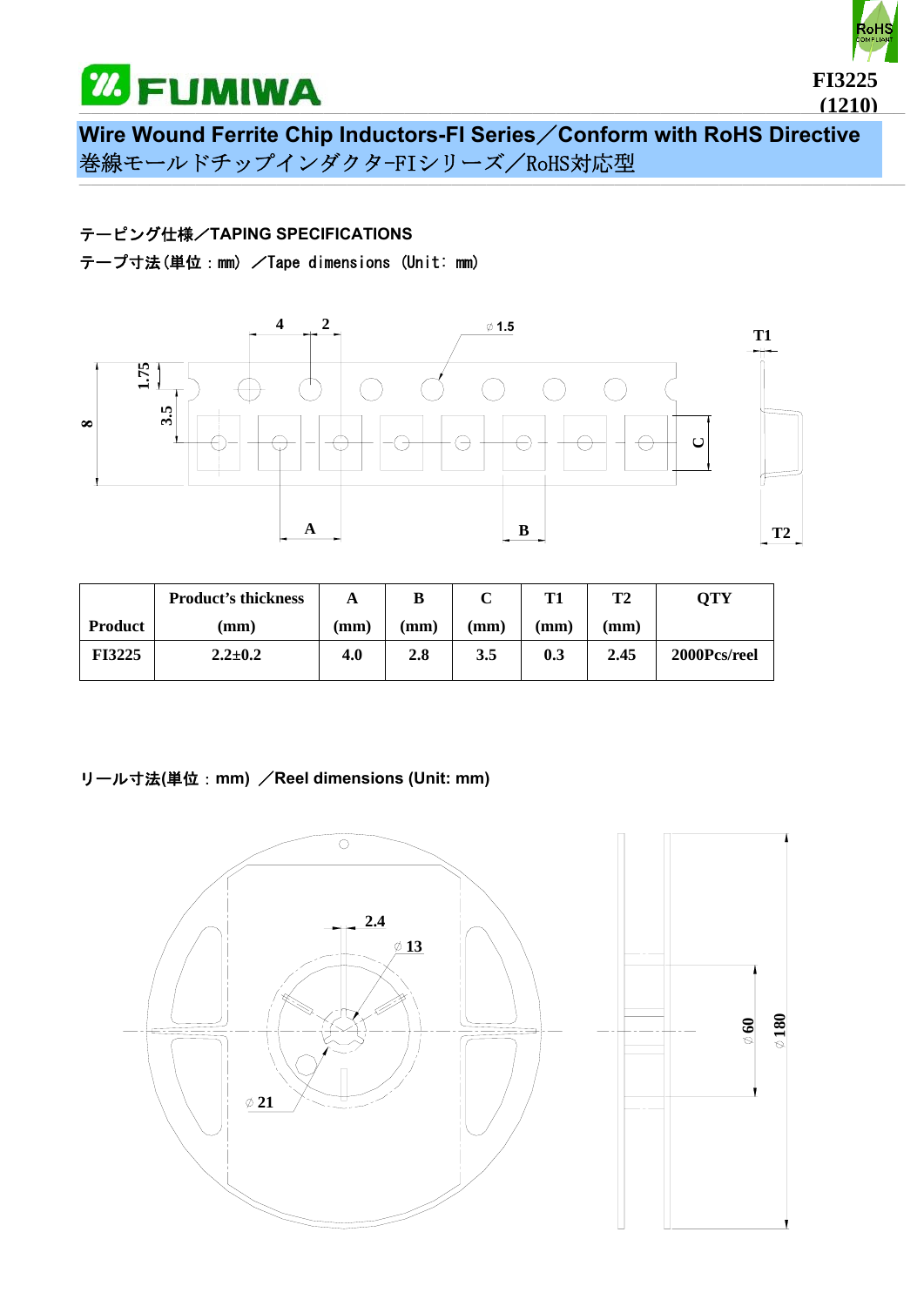FI3225
(1210)

# Wire Wound Ferrite Chip Inductors-FI Series／Conform with RoHS Directive
巻線モールドチップインダクタ-FIシリーズ／RoHS対応型

## テーピング仕様／TAPING SPECIFICATIONS

テープ寸法(単位：mm) ／Tape dimensions (Unit: mm)

4
2
⌀1.5
T1
1.75
3.5
8
C
A
B
T2

| Product | Product's thickness (mm) | A (mm) | B (mm) | C (mm) | T1 (mm) | T2 (mm) | QTY |
|---|---|---|---|---|---|---|---|
| FI3225 | 2.2±0.2 | 4.0 | 2.8 | 3.5 | 0.3 | 2.45 | 2000Pcs/reel |

## リール寸法(単位：mm) ／Reel dimensions (Unit: mm)

2.4
⌀13
⌀21
⌀60
⌀180